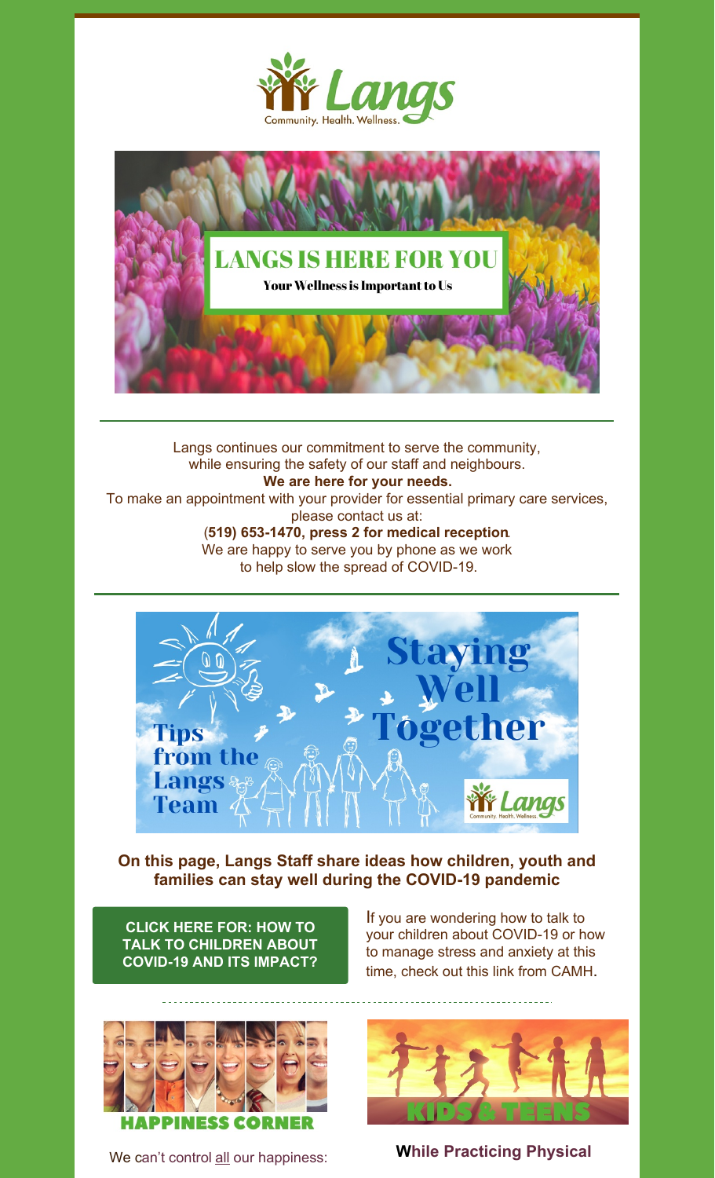# LANGS IS HERE FOR YOU

Your Wellness is Important to Us

Langs continues our commitment to serve the community, while ensuring the safety of our staff and neighbours.

**We are here for your needs.**

To make an appointment with your provider for essential primary care services, please contact us at:

(**519) 653-1470, press 2 for medical reception**.

We are happy to serve you by phone as we work to help slow the spread of COVID-19.

## Staying Well Together

Tips from the Langs Team

**On this page, Langs Staff share ideas how children, youth and families can stay well during the COVID-19 pandemic**

**CLICK HERE FOR: HOW TO TALK TO CHILDREN ABOUT COVID-19 AND ITS IMPACT?**

If you are wondering how to talk to your children about COVID-19 or how to manage stress and anxiety at this time, check out this link from CAMH.

## HAPPINESS CORNER

We can't control all our happiness:

## KIDS & TEENS

**While Practicing Physical**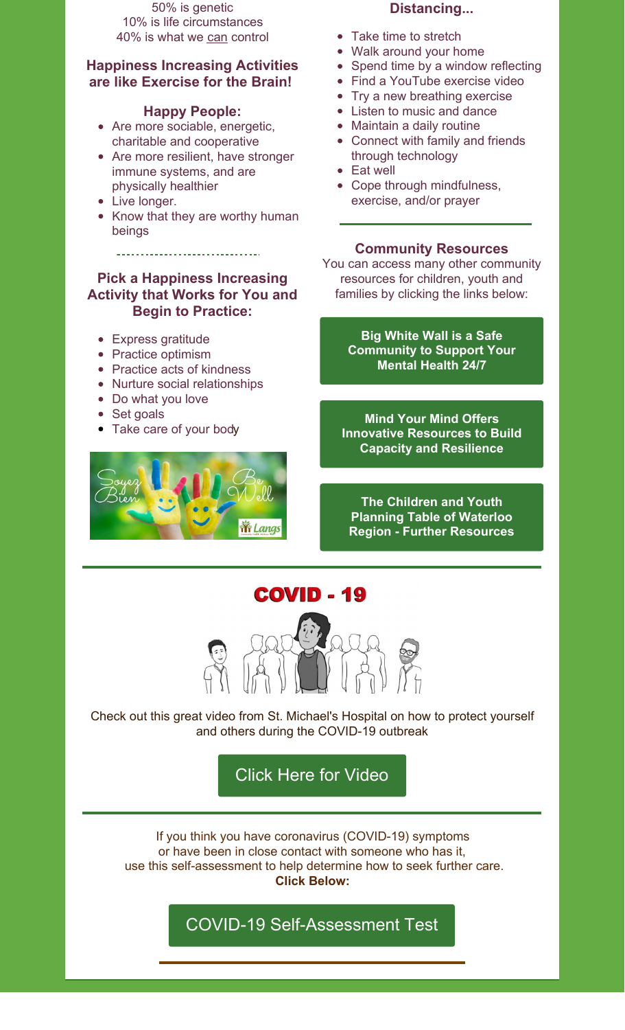50% is genetic
10% is life circumstances
40% is what we can control

**Happiness Increasing Activities are like Exercise for the Brain!**

**Happy People:**

- Are more sociable, energetic, charitable and cooperative
- Are more resilient, have stronger immune systems, and are physically healthier
- Live longer.
- Know that they are worthy human beings

**Pick a Happiness Increasing Activity that Works for You and Begin to Practice:**

- Express gratitude
- Practice optimism
- Practice acts of kindness
- Nurture social relationships
- Do what you love
- Set goals
- Take care of your body

**Distancing...**

- Take time to stretch
- Walk around your home
- Spend time by a window reflecting
- Find a YouTube exercise video
- Try a new breathing exercise
- Listen to music and dance
- Maintain a daily routine
- Connect with family and friends through technology
- Eat well
- Cope through mindfulness, exercise, and/or prayer

**Community Resources**

You can access many other community resources for children, youth and families by clicking the links below:

**Big White Wall is a Safe Community to Support Your Mental Health 24/7**

**Mind Your Mind Offers Innovative Resources to Build Capacity and Resilience**

**The Children and Youth Planning Table of Waterloo Region - Further Resources**

**COVID - 19**

Check out this great video from St. Michael's Hospital on how to protect yourself and others during the COVID-19 outbreak

Click Here for Video

If you think you have coronavirus (COVID-19) symptoms
or have been in close contact with someone who has it,
use this self-assessment to help determine how to seek further care.
**Click Below:**

COVID-19 Self-Assessment Test